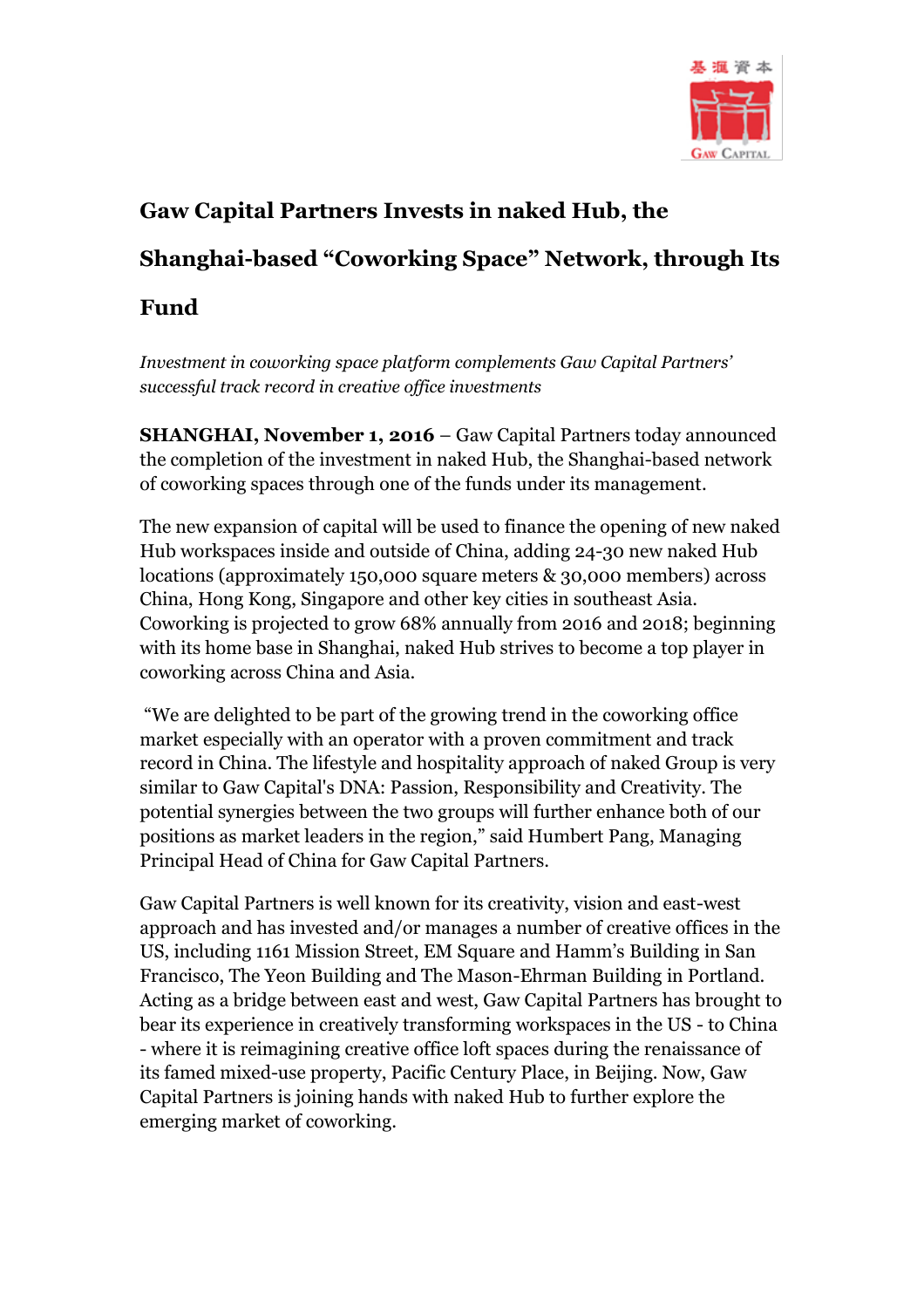# Gaw Capital Partners Invests in naked Hub, the Shanghai-based "Coworking Space" Network, through Its Fund

*Investment in coworking space platform complements Gaw Capital Partners' successful track record in creative office investments*

**SHANGHAI, November 1, 2016** – Gaw Capital Partners today announced the completion of the investment in naked Hub, the Shanghai-based network of coworking spaces through one of the funds under its management.

The new expansion of capital will be used to finance the opening of new naked Hub workspaces inside and outside of China, adding 24-30 new naked Hub locations (approximately 150,000 square meters & 30,000 members) across China, Hong Kong, Singapore and other key cities in southeast Asia. Coworking is projected to grow 68% annually from 2016 and 2018; beginning with its home base in Shanghai, naked Hub strives to become a top player in coworking across China and Asia.

"We are delighted to be part of the growing trend in the coworking office market especially with an operator with a proven commitment and track record in China. The lifestyle and hospitality approach of naked Group is very similar to Gaw Capital's DNA: Passion, Responsibility and Creativity. The potential synergies between the two groups will further enhance both of our positions as market leaders in the region," said Humbert Pang, Managing Principal Head of China for Gaw Capital Partners.

Gaw Capital Partners is well known for its creativity, vision and east-west approach and has invested and/or manages a number of creative offices in the US, including 1161 Mission Street, EM Square and Hamm's Building in San Francisco, The Yeon Building and The Mason-Ehrman Building in Portland. Acting as a bridge between east and west, Gaw Capital Partners has brought to bear its experience in creatively transforming workspaces in the US - to China - where it is reimagining creative office loft spaces during the renaissance of its famed mixed-use property, Pacific Century Place, in Beijing. Now, Gaw Capital Partners is joining hands with naked Hub to further explore the emerging market of coworking.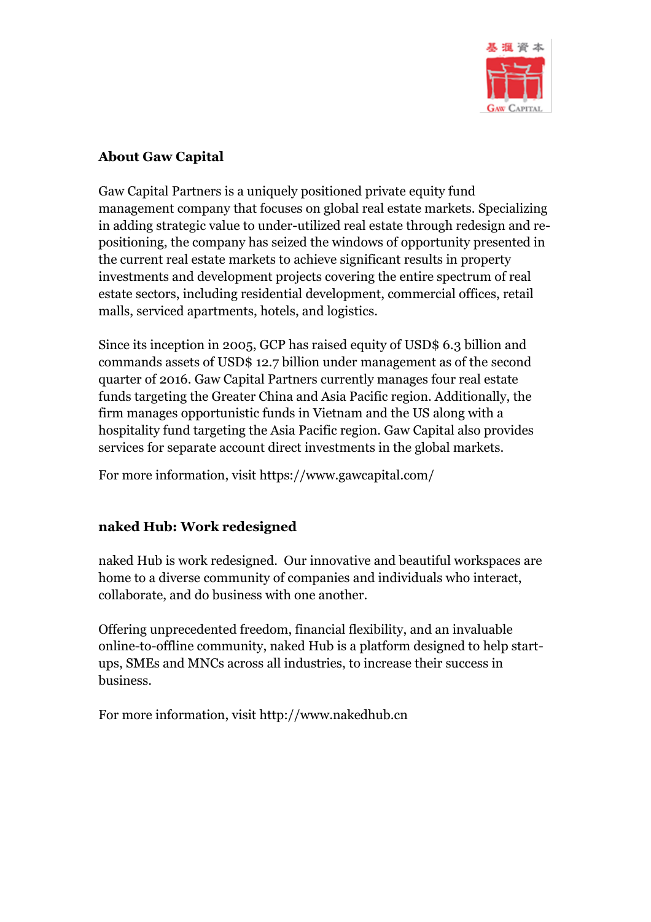## About Gaw Capital

Gaw Capital Partners is a uniquely positioned private equity fund management company that focuses on global real estate markets. Specializing in adding strategic value to under-utilized real estate through redesign and re-positioning, the company has seized the windows of opportunity presented in the current real estate markets to achieve significant results in property investments and development projects covering the entire spectrum of real estate sectors, including residential development, commercial offices, retail malls, serviced apartments, hotels, and logistics.

Since its inception in 2005, GCP has raised equity of USD$ 6.3 billion and commands assets of USD$ 12.7 billion under management as of the second quarter of 2016. Gaw Capital Partners currently manages four real estate funds targeting the Greater China and Asia Pacific region. Additionally, the firm manages opportunistic funds in Vietnam and the US along with a hospitality fund targeting the Asia Pacific region. Gaw Capital also provides services for separate account direct investments in the global markets.

For more information, visit https://www.gawcapital.com/

## naked Hub: Work redesigned

naked Hub is work redesigned. Our innovative and beautiful workspaces are home to a diverse community of companies and individuals who interact, collaborate, and do business with one another.

Offering unprecedented freedom, financial flexibility, and an invaluable online-to-offline community, naked Hub is a platform designed to help start-ups, SMEs and MNCs across all industries, to increase their success in business.

For more information, visit http://www.nakedhub.cn